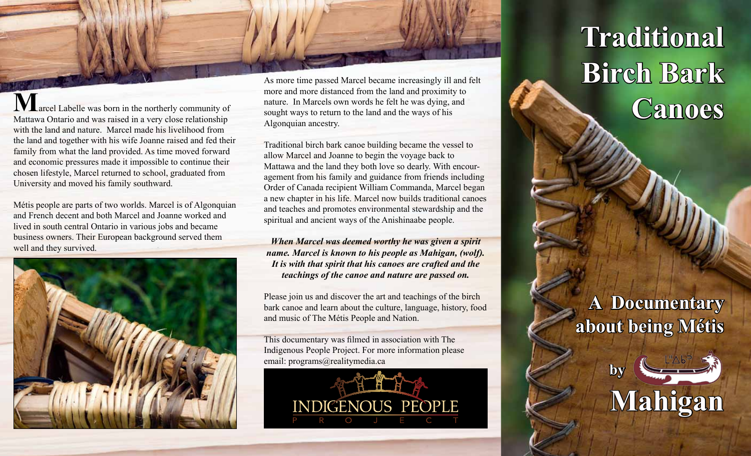# Traditional Birch Bark Canoes

## A Documentary about being Métis

by ᒪᐦᐃᑲᐣ

## Mahigan

Marcel Labelle was born in the northerly community of Mattawa Ontario and was raised in a very close relationship with the land and nature. Marcel made his livelihood from the land and together with his wife Joanne raised and fed their family from what the land provided. As time moved forward and economic pressures made it impossible to continue their chosen lifestyle, Marcel returned to school, graduated from University and moved his family southward.

Métis people are parts of two worlds. Marcel is of Algonquian and French decent and both Marcel and Joanne worked and lived in south central Ontario in various jobs and became business owners. Their European background served them well and they survived.

As more time passed Marcel became increasingly ill and felt more and more distanced from the land and proximity to nature. In Marcels own words he felt he was dying, and sought ways to return to the land and the ways of his Algonquian ancestry.

Traditional birch bark canoe building became the vessel to allow Marcel and Joanne to begin the voyage back to Mattawa and the land they both love so dearly. With encouragement from his family and guidance from friends including Order of Canada recipient William Commanda, Marcel began a new chapter in his life. Marcel now builds traditional canoes and teaches and promotes environmental stewardship and the spiritual and ancient ways of the Anishinaabe people.

***When Marcel was deemed worthy he was given a spirit name. Marcel is known to his people as Mahigan, (wolf). It is with that spirit that his canoes are crafted and the teachings of the canoe and nature are passed on.***

Please join us and discover the art and teachings of the birch bark canoe and learn about the culture, language, history, food and music of The Métis People and Nation.

This documentary was filmed in association with The Indigenous People Project. For more information please email: programs@realitymedia.ca

INDIGENOUS PEOPLE PROJECT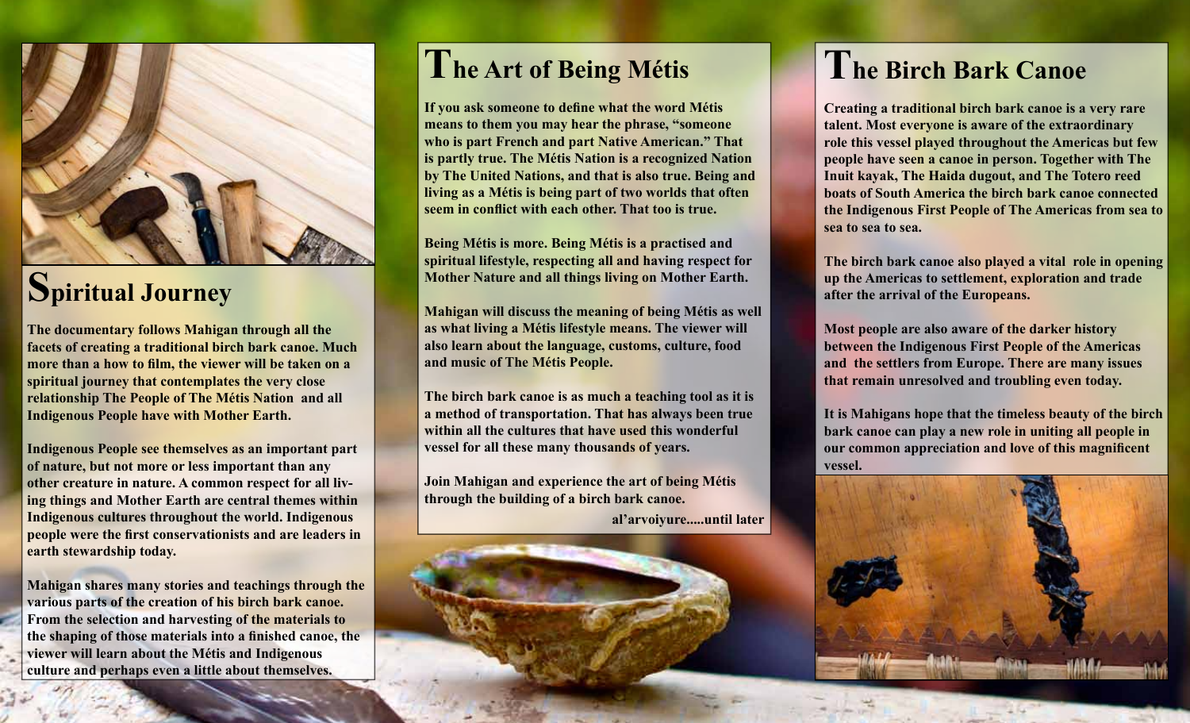## Spiritual Journey

**The documentary follows Mahigan through all the facets of creating a traditional birch bark canoe. Much more than a how to film, the viewer will be taken on a spiritual journey that contemplates the very close relationship The People of The Métis Nation and all Indigenous People have with Mother Earth.**

**Indigenous People see themselves as an important part of nature, but not more or less important than any other creature in nature. A common respect for all living things and Mother Earth are central themes within Indigenous cultures throughout the world. Indigenous people were the first conservationists and are leaders in earth stewardship today.**

**Mahigan shares many stories and teachings through the various parts of the creation of his birch bark canoe. From the selection and harvesting of the materials to the shaping of those materials into a finished canoe, the viewer will learn about the Métis and Indigenous culture and perhaps even a little about themselves.**

## The Art of Being Métis

**If you ask someone to define what the word Métis means to them you may hear the phrase, "someone who is part French and part Native American." That is partly true. The Métis Nation is a recognized Nation by The United Nations, and that is also true. Being and living as a Métis is being part of two worlds that often seem in conflict with each other. That too is true.**

**Being Métis is more. Being Métis is a practised and spiritual lifestyle, respecting all and having respect for Mother Nature and all things living on Mother Earth.**

**Mahigan will discuss the meaning of being Métis as well as what living a Métis lifestyle means. The viewer will also learn about the language, customs, culture, food and music of The Métis People.**

**The birch bark canoe is as much a teaching tool as it is a method of transportation. That has always been true within all the cultures that have used this wonderful vessel for all these many thousands of years.**

**Join Mahigan and experience the art of being Métis through the building of a birch bark canoe.**

**al'arvoiyure.....until later**

## The Birch Bark Canoe

**Creating a traditional birch bark canoe is a very rare talent. Most everyone is aware of the extraordinary role this vessel played throughout the Americas but few people have seen a canoe in person. Together with The Inuit kayak, The Haida dugout, and The Totero reed boats of South America the birch bark canoe connected the Indigenous First People of The Americas from sea to sea to sea.**

**The birch bark canoe also played a vital role in opening up the Americas to settlement, exploration and trade after the arrival of the Europeans.**

**Most people are also aware of the darker history between the Indigenous First People of the Americas and the settlers from Europe. There are many issues that remain unresolved and troubling even today.**

**It is Mahigans hope that the timeless beauty of the birch bark canoe can play a new role in uniting all people in our common appreciation and love of this magnificent vessel.**